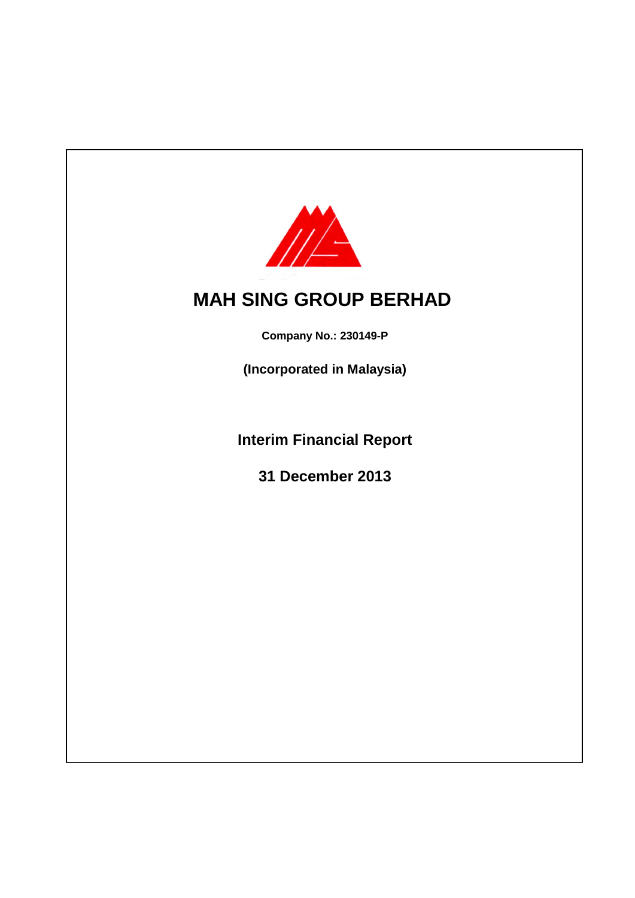# MAH SING GROUP BERHAD

**Company No.: 230149-P**

**(Incorporated in Malaysia)**

## Interim Financial Report

## 31 December 2013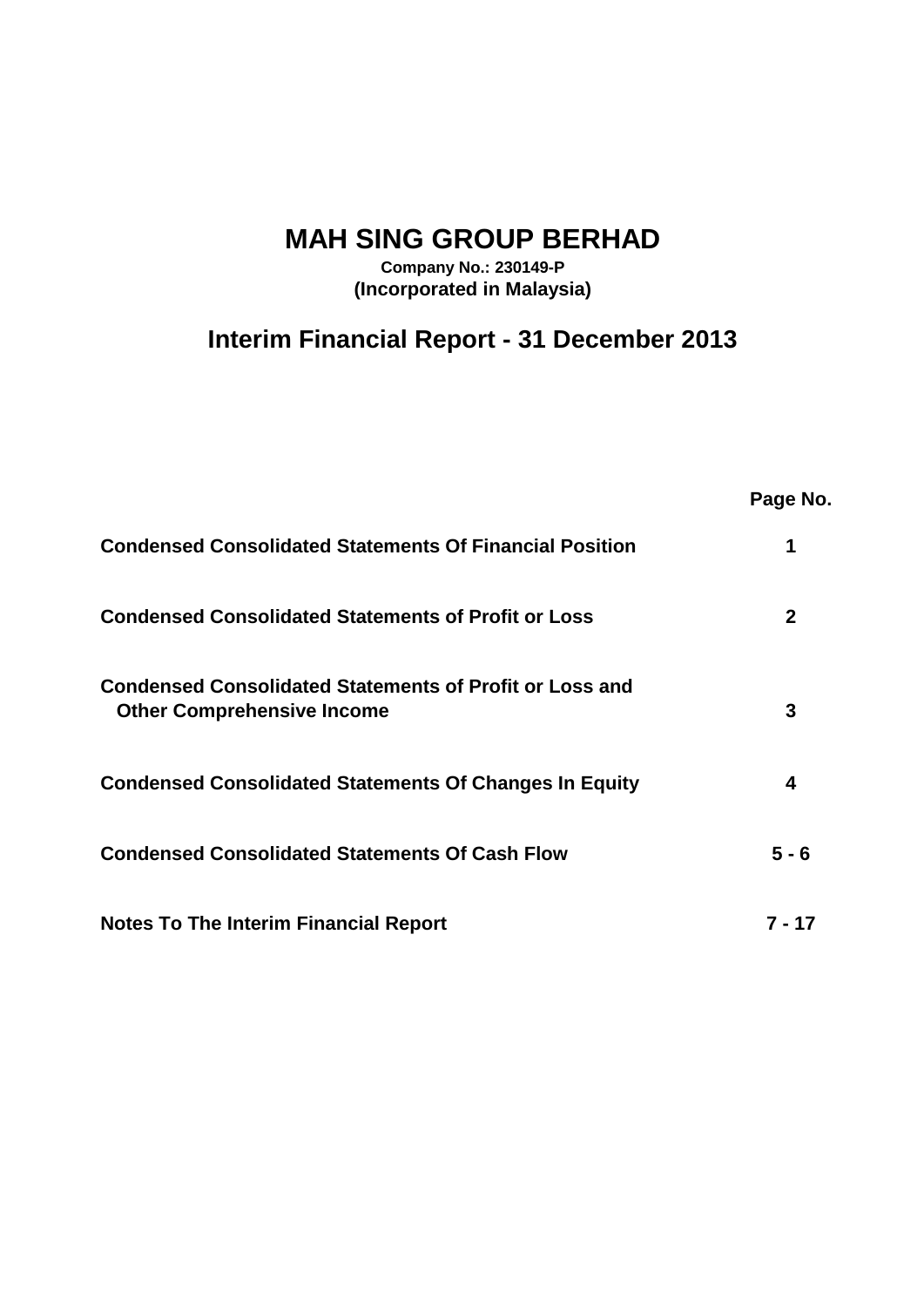# MAH SING GROUP BERHAD

**Company No.: 230149-P**
**(Incorporated in Malaysia)**

## Interim Financial Report - 31 December 2013

| | Page No. |
|---|---|
| **Condensed Consolidated Statements Of Financial Position** | **1** |
| **Condensed Consolidated Statements of Profit or Loss** | **2** |
| **Condensed Consolidated Statements of Profit or Loss and Other Comprehensive Income** | **3** |
| **Condensed Consolidated Statements Of Changes In Equity** | **4** |
| **Condensed Consolidated Statements Of Cash Flow** | **5 - 6** |
| **Notes To The Interim Financial Report** | **7 - 17** |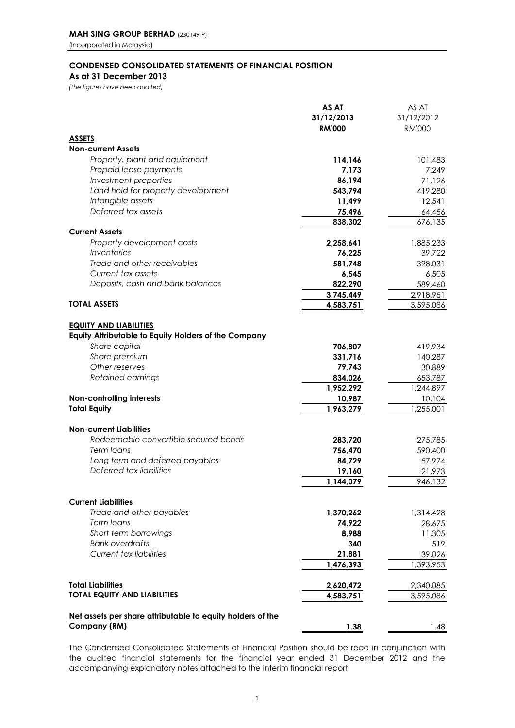**MAH SING GROUP BERHAD** (230149-P)
(Incorporated in Malaysia)

## CONDENSED CONSOLIDATED STATEMENTS OF FINANCIAL POSITION

**As at 31 December 2013**

*(The figures have been audited)*

| | **AS AT 31/12/2013 RM'000** | AS AT 31/12/2012 RM'000 |
|---|---|---|
| **ASSETS** | | |
| **Non-current Assets** | | |
| *Property, plant and equipment* | **114,146** | 101,483 |
| *Prepaid lease payments* | **7,173** | 7,249 |
| *Investment properties* | **86,194** | 71,126 |
| *Land held for property development* | **543,794** | 419,280 |
| *Intangible assets* | **11,499** | 12,541 |
| *Deferred tax assets* | **75,496** | 64,456 |
| | **838,302** | 676,135 |
| **Current Assets** | | |
| *Property development costs* | **2,258,641** | 1,885,233 |
| *Inventories* | **76,225** | 39,722 |
| *Trade and other receivables* | **581,748** | 398,031 |
| *Current tax assets* | **6,545** | 6,505 |
| *Deposits, cash and bank balances* | **822,290** | 589,460 |
| | **3,745,449** | 2,918,951 |
| **TOTAL ASSETS** | **4,583,751** | 3,595,086 |
| | | |
| **EQUITY AND LIABILITIES** | | |
| **Equity Attributable to Equity Holders of the Company** | | |
| *Share capital* | **706,807** | 419,934 |
| *Share premium* | **331,716** | 140,287 |
| *Other reserves* | **79,743** | 30,889 |
| *Retained earnings* | **834,026** | 653,787 |
| | **1,952,292** | 1,244,897 |
| **Non-controlling interests** | **10,987** | 10,104 |
| **Total Equity** | **1,963,279** | 1,255,001 |
| | | |
| **Non-current Liabilities** | | |
| *Redeemable convertible secured bonds* | **283,720** | 275,785 |
| *Term loans* | **756,470** | 590,400 |
| *Long term and deferred payables* | **84,729** | 57,974 |
| *Deferred tax liabilities* | **19,160** | 21,973 |
| | **1,144,079** | 946,132 |
| | | |
| **Current Liabilities** | | |
| *Trade and other payables* | **1,370,262** | 1,314,428 |
| *Term loans* | **74,922** | 28,675 |
| *Short term borrowings* | **8,988** | 11,305 |
| *Bank overdrafts* | **340** | 519 |
| *Current tax liabilities* | **21,881** | 39,026 |
| | **1,476,393** | 1,393,953 |
| | | |
| **Total Liabilities** | **2,620,472** | 2,340,085 |
| **TOTAL EQUITY AND LIABILITIES** | **4,583,751** | 3,595,086 |
| | | |
| **Net assets per share attributable to equity holders of the Company (RM)** | **1.38** | 1.48 |

The Condensed Consolidated Statements of Financial Position should be read in conjunction with the audited financial statements for the financial year ended 31 December 2012 and the accompanying explanatory notes attached to the interim financial report.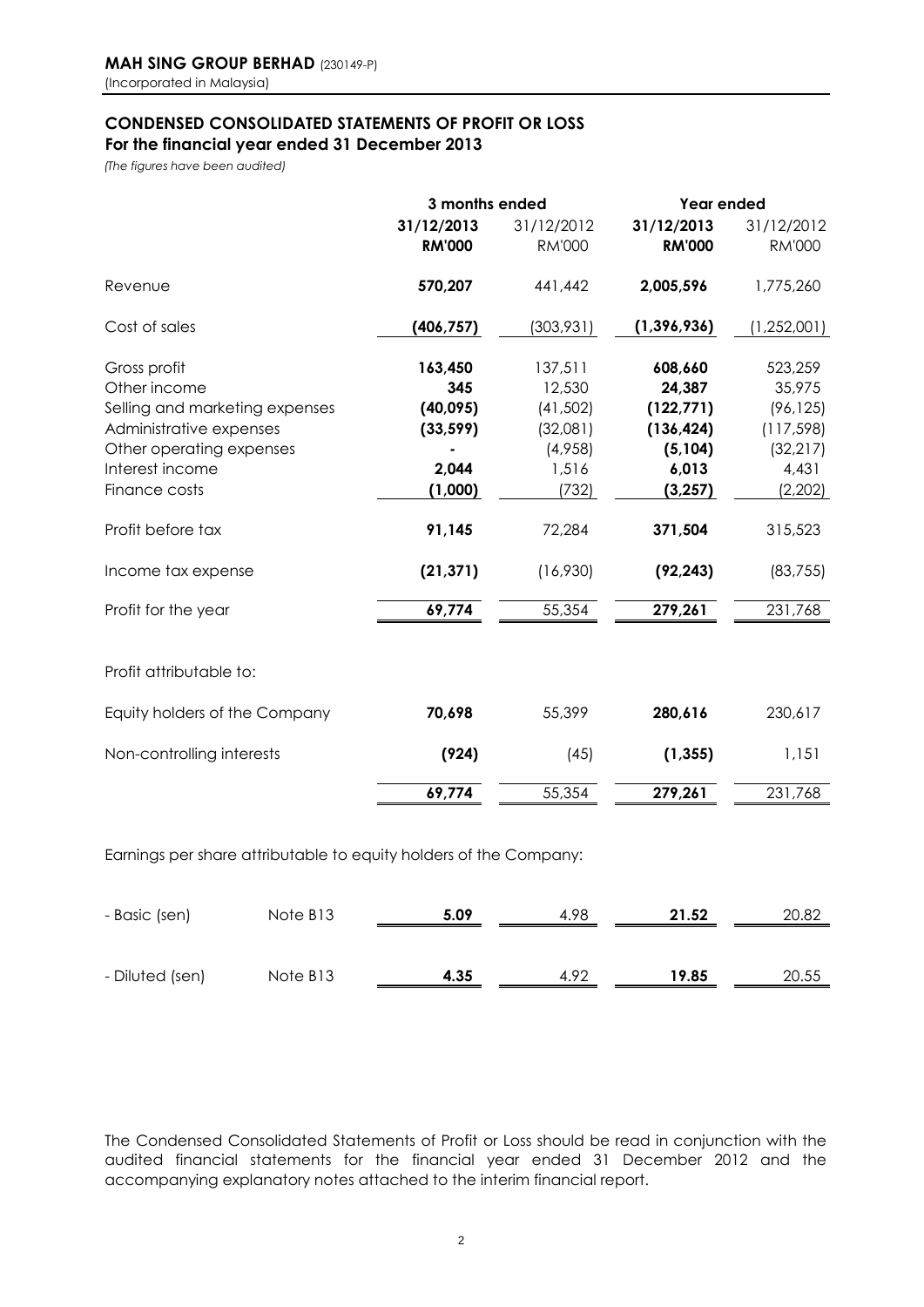**MAH SING GROUP BERHAD** (230149-P)
(Incorporated in Malaysia)

## CONDENSED CONSOLIDATED STATEMENTS OF PROFIT OR LOSS
### For the financial year ended 31 December 2013

*(The figures have been audited)*

| | 3 months ended | | Year ended | |
|---|---|---|---|---|
| | **31/12/2013** | 31/12/2012 | **31/12/2013** | 31/12/2012 |
| | **RM'000** | RM'000 | **RM'000** | RM'000 |
| Revenue | **570,207** | 441,442 | **2,005,596** | 1,775,260 |
| Cost of sales | **(406,757)** | (303,931) | **(1,396,936)** | (1,252,001) |
| Gross profit | **163,450** | 137,511 | **608,660** | 523,259 |
| Other income | **345** | 12,530 | **24,387** | 35,975 |
| Selling and marketing expenses | **(40,095)** | (41,502) | **(122,771)** | (96,125) |
| Administrative expenses | **(33,599)** | (32,081) | **(136,424)** | (117,598) |
| Other operating expenses | **-** | (4,958) | **(5,104)** | (32,217) |
| Interest income | **2,044** | 1,516 | **6,013** | 4,431 |
| Finance costs | **(1,000)** | (732) | **(3,257)** | (2,202) |
| Profit before tax | **91,145** | 72,284 | **371,504** | 315,523 |
| Income tax expense | **(21,371)** | (16,930) | **(92,243)** | (83,755) |
| Profit for the year | **69,774** | 55,354 | **279,261** | 231,768 |
| Profit attributable to: | | | | |
| Equity holders of the Company | **70,698** | 55,399 | **280,616** | 230,617 |
| Non-controlling interests | **(924)** | (45) | **(1,355)** | 1,151 |
| | **69,774** | 55,354 | **279,261** | 231,768 |

Earnings per share attributable to equity holders of the Company:

| | | | | | |
|---|---|---|---|---|---|
| - Basic (sen) | Note B13 | **5.09** | 4.98 | **21.52** | 20.82 |
| - Diluted (sen) | Note B13 | **4.35** | 4.92 | **19.85** | 20.55 |

The Condensed Consolidated Statements of Profit or Loss should be read in conjunction with the audited financial statements for the financial year ended 31 December 2012 and the accompanying explanatory notes attached to the interim financial report.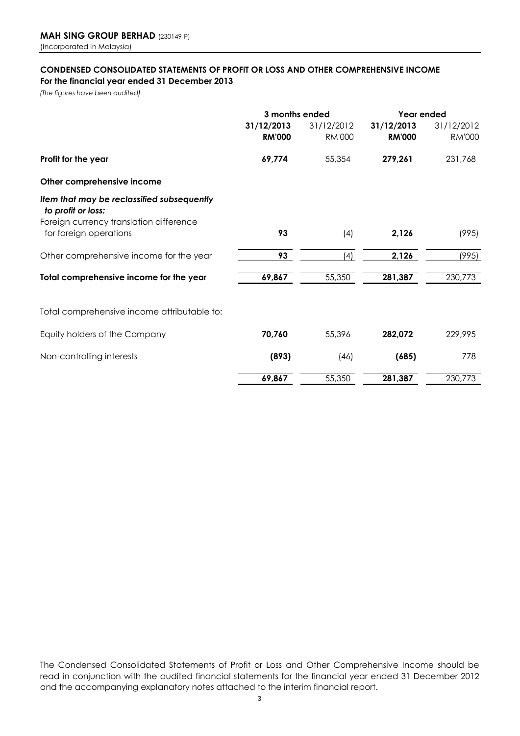**MAH SING GROUP BERHAD** (230149-P)
(Incorporated in Malaysia)

## CONDENSED CONSOLIDATED STATEMENTS OF PROFIT OR LOSS AND OTHER COMPREHENSIVE INCOME

**For the financial year ended 31 December 2013**

*(The figures have been audited)*

| | 3 months ended | | Year ended | |
|---|---|---|---|---|
| | **31/12/2013** | 31/12/2012 | **31/12/2013** | 31/12/2012 |
| | **RM'000** | RM'000 | **RM'000** | RM'000 |
| **Profit for the year** | **69,774** | 55,354 | **279,261** | 231,768 |
| **Other comprehensive income** | | | | |
| ***Item that may be reclassified subsequently to profit or loss:*** | | | | |
| Foreign currency translation difference for foreign operations | **93** | (4) | **2,126** | (995) |
| Other comprehensive income for the year | **93** | (4) | **2,126** | (995) |
| **Total comprehensive income for the year** | **69,867** | 55,350 | **281,387** | 230,773 |
| Total comprehensive income attributable to: | | | | |
| Equity holders of the Company | **70,760** | 55,396 | **282,072** | 229,995 |
| Non-controlling interests | **(893)** | (46) | **(685)** | 778 |
| | **69,867** | 55,350 | **281,387** | 230,773 |

The Condensed Consolidated Statements of Profit or Loss and Other Comprehensive Income should be read in conjunction with the audited financial statements for the financial year ended 31 December 2012 and the accompanying explanatory notes attached to the interim financial report.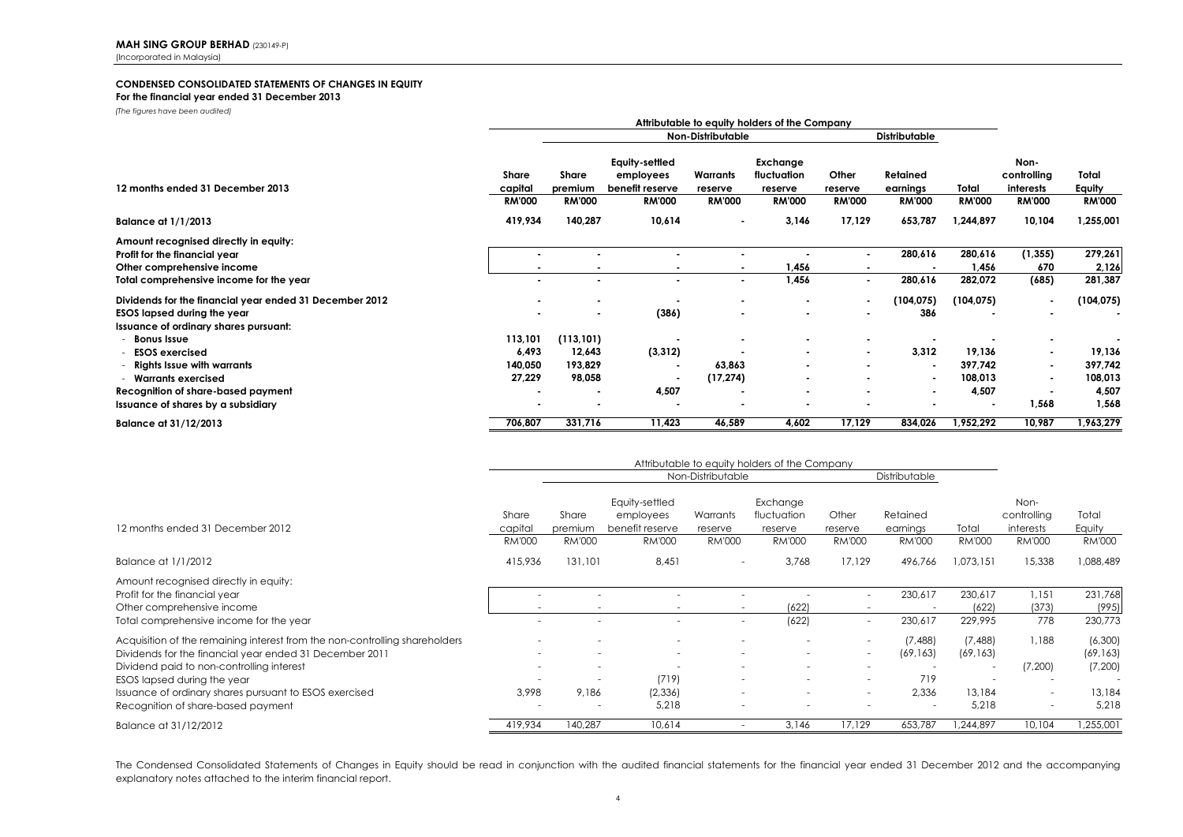**MAH SING GROUP BERHAD** (230149-P)
(Incorporated in Malaysia)

**CONDENSED CONSOLIDATED STATEMENTS OF CHANGES IN EQUITY**
**For the financial year ended 31 December 2013**
*(The figures have been audited)*

| | Attributable to equity holders of the Company | | | | | | | | | |
|---|---|---|---|---|---|---|---|---|---|---|
| | | Non-Distributable | | | | | Distributable | | | |
| **12 months ended 31 December 2013** | **Share capital** | **Share premium** | **Equity-settled employees benefit reserve** | **Warrants reserve** | **Exchange fluctuation reserve** | **Other reserve** | **Retained earnings** | **Total** | **Non-controlling interests** | **Total Equity** |
| | **RM'000** | **RM'000** | **RM'000** | **RM'000** | **RM'000** | **RM'000** | **RM'000** | **RM'000** | **RM'000** | **RM'000** |
| **Balance at 1/1/2013** | 419,934 | 140,287 | 10,614 | - | 3,146 | 17,129 | 653,787 | 1,244,897 | 10,104 | 1,255,001 |
| **Amount recognised directly in equity:** | | | | | | | | | | |
| **Profit for the financial year** | - | - | - | - | - | - | 280,616 | 280,616 | (1,355) | 279,261 |
| **Other comprehensive income** | - | - | - | - | 1,456 | - | - | 1,456 | 670 | 2,126 |
| **Total comprehensive income for the year** | - | - | - | - | 1,456 | - | 280,616 | 282,072 | (685) | 281,387 |
| **Dividends for the financial year ended 31 December 2012** | - | - | - | - | - | - | (104,075) | (104,075) | - | (104,075) |
| **ESOS lapsed during the year** | - | - | (386) | - | - | - | 386 | - | - | - |
| **Issuance of ordinary shares pursuant:** | | | | | | | | | | |
| - **Bonus Issue** | 113,101 | (113,101) | - | - | - | - | - | - | - | - |
| - **ESOS exercised** | 6,493 | 12,643 | (3,312) | - | - | - | 3,312 | 19,136 | - | 19,136 |
| - **Rights Issue with warrants** | 140,050 | 193,829 | - | 63,863 | - | - | - | 397,742 | - | 397,742 |
| - **Warrants exercised** | 27,229 | 98,058 | - | (17,274) | - | - | - | 108,013 | - | 108,013 |
| **Recognition of share-based payment** | - | - | 4,507 | - | - | - | - | 4,507 | - | 4,507 |
| **Issuance of shares by a subsidiary** | - | - | - | - | - | - | - | - | 1,568 | 1,568 |
| **Balance at 31/12/2013** | 706,807 | 331,716 | 11,423 | 46,589 | 4,602 | 17,129 | 834,026 | 1,952,292 | 10,987 | 1,963,279 |

| | Attributable to equity holders of the Company | | | | | | | | | |
|---|---|---|---|---|---|---|---|---|---|---|
| | | Non-Distributable | | | | | Distributable | | | |
| 12 months ended 31 December 2012 | Share capital | Share premium | Equity-settled employees benefit reserve | Warrants reserve | Exchange fluctuation reserve | Other reserve | Retained earnings | Total | Non-controlling interests | Total Equity |
| | RM'000 | RM'000 | RM'000 | RM'000 | RM'000 | RM'000 | RM'000 | RM'000 | RM'000 | RM'000 |
| Balance at 1/1/2012 | 415,936 | 131,101 | 8,451 | - | 3,768 | 17,129 | 496,766 | 1,073,151 | 15,338 | 1,088,489 |
| Amount recognised directly in equity: | | | | | | | | | | |
| Profit for the financial year | - | - | - | - | - | - | 230,617 | 230,617 | 1,151 | 231,768 |
| Other comprehensive income | - | - | - | - | (622) | - | - | (622) | (373) | (995) |
| Total comprehensive income for the year | - | - | - | - | (622) | - | 230,617 | 229,995 | 778 | 230,773 |
| Acquisition of the remaining interest from the non-controlling shareholders | - | - | - | - | - | - | (7,488) | (7,488) | 1,188 | (6,300) |
| Dividends for the financial year ended 31 December 2011 | - | - | - | - | - | - | (69,163) | (69,163) | | (69,163) |
| Dividend paid to non-controlling interest | - | - | - | - | - | - | - | - | (7,200) | (7,200) |
| ESOS lapsed during the year | - | - | (719) | - | - | - | 719 | - | - | - |
| Issuance of ordinary shares pursuant to ESOS exercised | 3,998 | 9,186 | (2,336) | - | - | - | 2,336 | 13,184 | - | 13,184 |
| Recognition of share-based payment | - | - | 5,218 | - | - | - | - | 5,218 | - | 5,218 |
| Balance at 31/12/2012 | 419,934 | 140,287 | 10,614 | - | 3,146 | 17,129 | 653,787 | 1,244,897 | 10,104 | 1,255,001 |

The Condensed Consolidated Statements of Changes in Equity should be read in conjunction with the audited financial statements for the financial year ended 31 December 2012 and the accompanying explanatory notes attached to the interim financial report.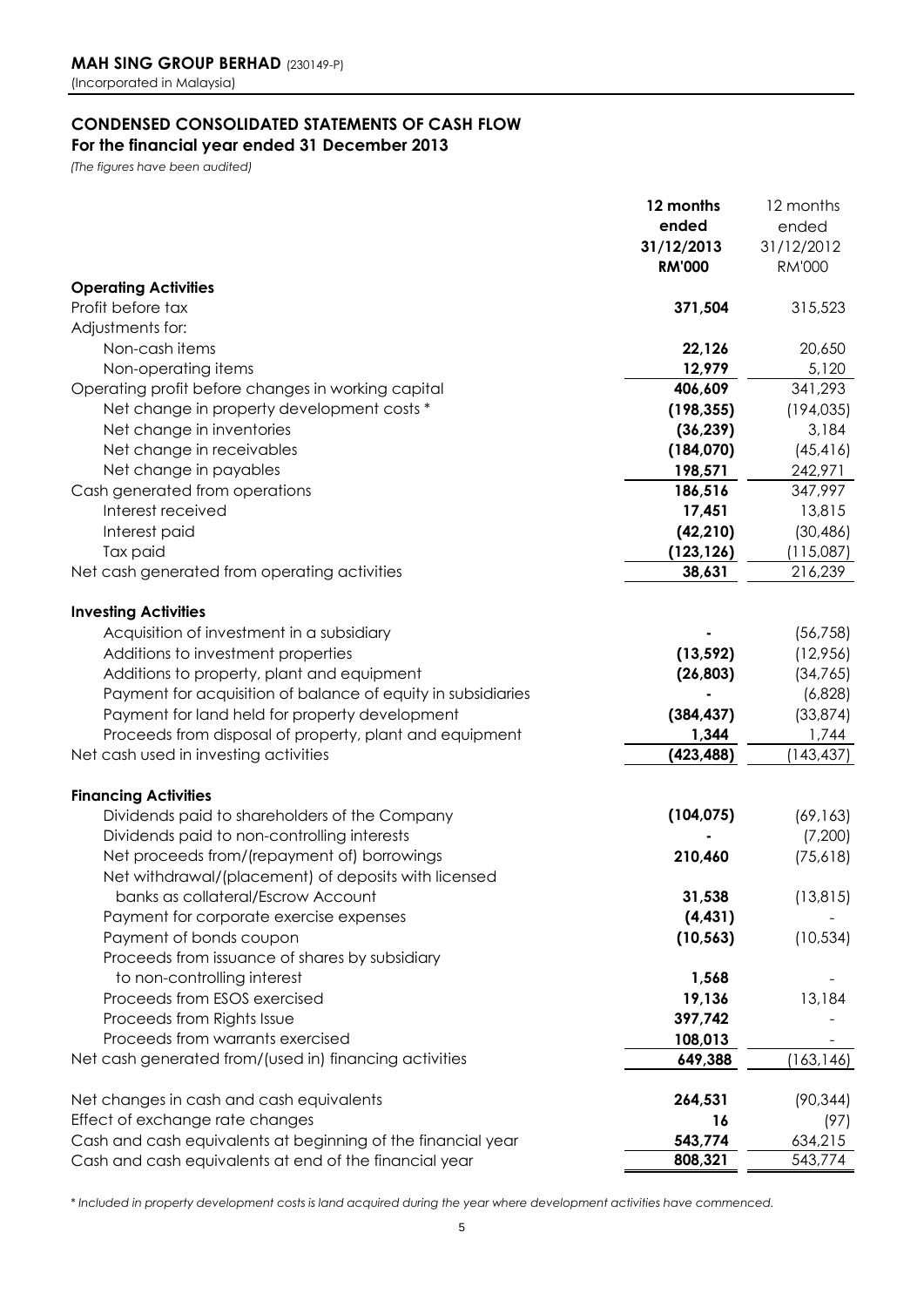**MAH SING GROUP BERHAD** (230149-P)
(Incorporated in Malaysia)

## CONDENSED CONSOLIDATED STATEMENTS OF CASH FLOW
### For the financial year ended 31 December 2013

*(The figures have been audited)*

| | 12 months ended 31/12/2013 RM'000 | 12 months ended 31/12/2012 RM'000 |
|---|---|---|
| **Operating Activities** | | |
| Profit before tax | **371,504** | 315,523 |
| Adjustments for: | | |
| Non-cash items | **22,126** | 20,650 |
| Non-operating items | **12,979** | 5,120 |
| Operating profit before changes in working capital | **406,609** | 341,293 |
| Net change in property development costs * | **(198,355)** | (194,035) |
| Net change in inventories | **(36,239)** | 3,184 |
| Net change in receivables | **(184,070)** | (45,416) |
| Net change in payables | **198,571** | 242,971 |
| Cash generated from operations | **186,516** | 347,997 |
| Interest received | **17,451** | 13,815 |
| Interest paid | **(42,210)** | (30,486) |
| Tax paid | **(123,126)** | (115,087) |
| Net cash generated from operating activities | **38,631** | 216,239 |
| **Investing Activities** | | |
| Acquisition of investment in a subsidiary | **-** | (56,758) |
| Additions to investment properties | **(13,592)** | (12,956) |
| Additions to property, plant and equipment | **(26,803)** | (34,765) |
| Payment for acquisition of balance of equity in subsidiaries | **-** | (6,828) |
| Payment for land held for property development | **(384,437)** | (33,874) |
| Proceeds from disposal of property, plant and equipment | **1,344** | 1,744 |
| Net cash used in investing activities | **(423,488)** | (143,437) |
| **Financing Activities** | | |
| Dividends paid to shareholders of the Company | **(104,075)** | (69,163) |
| Dividends paid to non-controlling interests | **-** | (7,200) |
| Net proceeds from/(repayment of) borrowings | **210,460** | (75,618) |
| Net withdrawal/(placement) of deposits with licensed banks as collateral/Escrow Account | **31,538** | (13,815) |
| Payment for corporate exercise expenses | **(4,431)** | - |
| Payment of bonds coupon | **(10,563)** | (10,534) |
| Proceeds from issuance of shares by subsidiary to non-controlling interest | **1,568** | - |
| Proceeds from ESOS exercised | **19,136** | 13,184 |
| Proceeds from Rights Issue | **397,742** | - |
| Proceeds from warrants exercised | **108,013** | - |
| Net cash generated from/(used in) financing activities | **649,388** | (163,146) |
| Net changes in cash and cash equivalents | **264,531** | (90,344) |
| Effect of exchange rate changes | **16** | (97) |
| Cash and cash equivalents at beginning of the financial year | **543,774** | 634,215 |
| Cash and cash equivalents at end of the financial year | **808,321** | 543,774 |

*\* Included in property development costs is land acquired during the year where development activities have commenced.*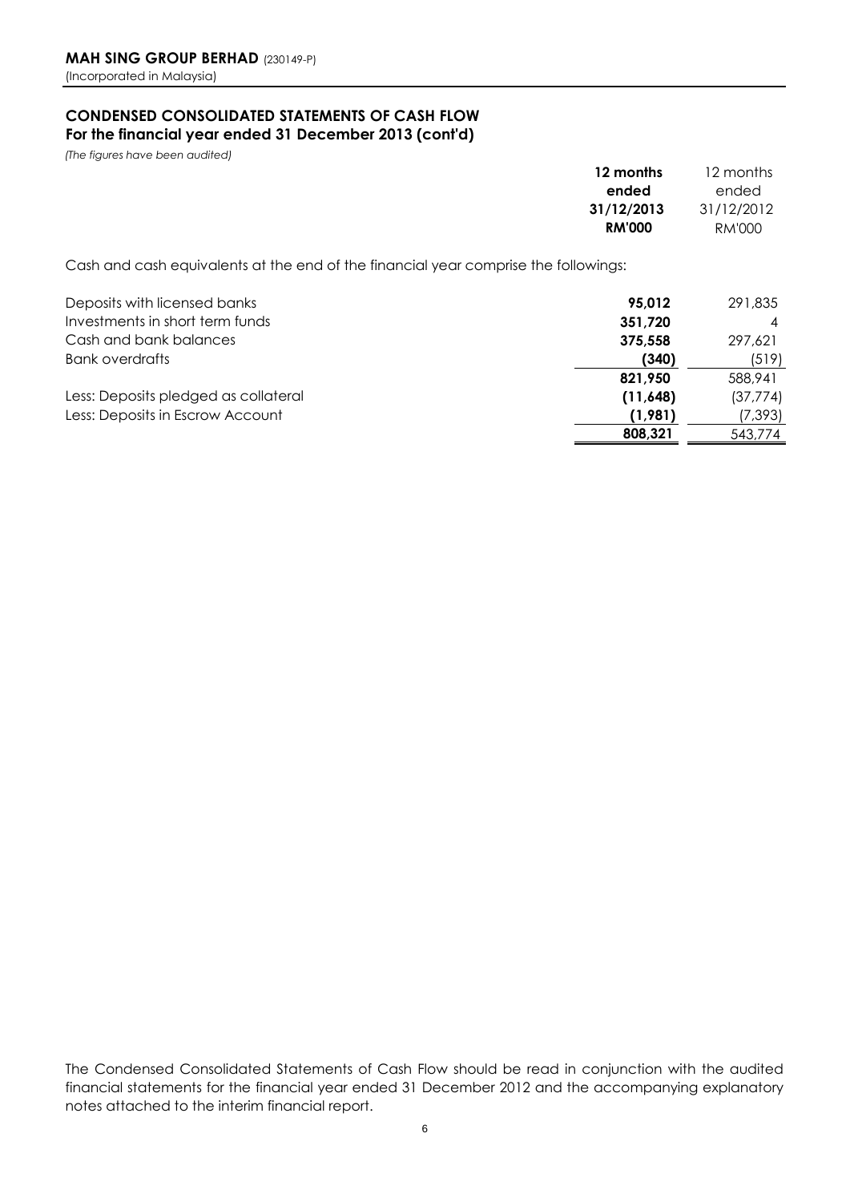**MAH SING GROUP BERHAD** (230149-P)
(Incorporated in Malaysia)

## CONDENSED CONSOLIDATED STATEMENTS OF CASH FLOW
### For the financial year ended 31 December 2013 (cont'd)

*(The figures have been audited)*

| | **12 months ended 31/12/2013 RM'000** | 12 months ended 31/12/2012 RM'000 |
|---|---|---|
| Cash and cash equivalents at the end of the financial year comprise the followings: | | |
| Deposits with licensed banks | **95,012** | 291,835 |
| Investments in short term funds | **351,720** | 4 |
| Cash and bank balances | **375,558** | 297,621 |
| Bank overdrafts | **(340)** | (519) |
| | **821,950** | 588,941 |
| Less: Deposits pledged as collateral | **(11,648)** | (37,774) |
| Less: Deposits in Escrow Account | **(1,981)** | (7,393) |
| | **808,321** | 543,774 |

The Condensed Consolidated Statements of Cash Flow should be read in conjunction with the audited financial statements for the financial year ended 31 December 2012 and the accompanying explanatory notes attached to the interim financial report.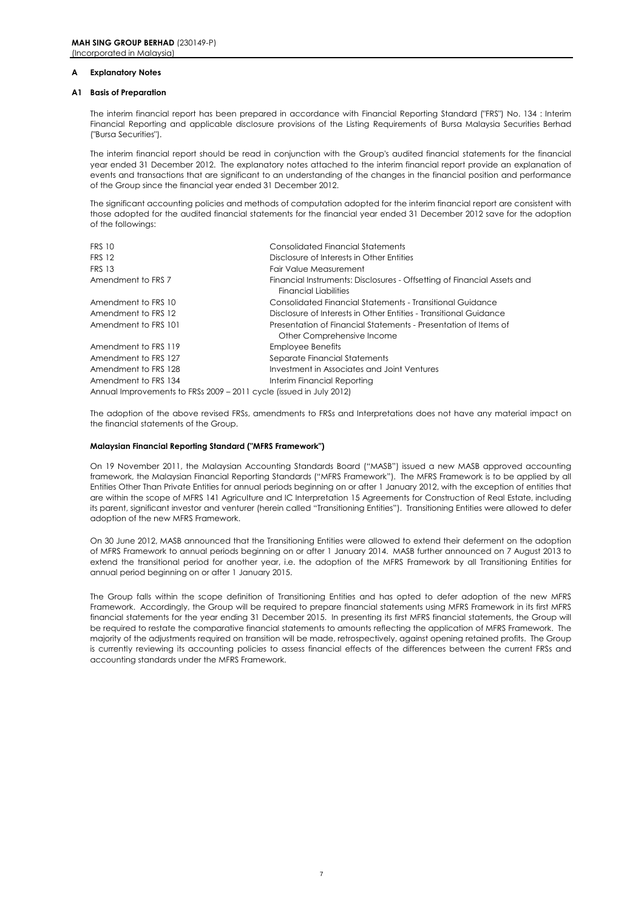**MAH SING GROUP BERHAD** (230149-P)
(Incorporated in Malaysia)

## A Explanatory Notes

### A1 Basis of Preparation

The interim financial report has been prepared in accordance with Financial Reporting Standard ("FRS") No. 134 : Interim Financial Reporting and applicable disclosure provisions of the Listing Requirements of Bursa Malaysia Securities Berhad ("Bursa Securities").

The interim financial report should be read in conjunction with the Group's audited financial statements for the financial year ended 31 December 2012. The explanatory notes attached to the interim financial report provide an explanation of events and transactions that are significant to an understanding of the changes in the financial position and performance of the Group since the financial year ended 31 December 2012.

The significant accounting policies and methods of computation adopted for the interim financial report are consistent with those adopted for the audited financial statements for the financial year ended 31 December 2012 save for the adoption of the followings:

| | |
|---|---|
| FRS 10 | Consolidated Financial Statements |
| FRS 12 | Disclosure of Interests in Other Entities |
| FRS 13 | Fair Value Measurement |
| Amendment to FRS 7 | Financial Instruments: Disclosures - Offsetting of Financial Assets and Financial Liabilities |
| Amendment to FRS 10 | Consolidated Financial Statements - Transitional Guidance |
| Amendment to FRS 12 | Disclosure of Interests in Other Entities - Transitional Guidance |
| Amendment to FRS 101 | Presentation of Financial Statements - Presentation of Items of Other Comprehensive Income |
| Amendment to FRS 119 | Employee Benefits |
| Amendment to FRS 127 | Separate Financial Statements |
| Amendment to FRS 128 | Investment in Associates and Joint Ventures |
| Amendment to FRS 134 | Interim Financial Reporting |
| Annual Improvements to FRSs 2009 – 2011 cycle (issued in July 2012) | |

The adoption of the above revised FRSs, amendments to FRSs and Interpretations does not have any material impact on the financial statements of the Group.

**Malaysian Financial Reporting Standard ("MFRS Framework")**

On 19 November 2011, the Malaysian Accounting Standards Board ("MASB") issued a new MASB approved accounting framework, the Malaysian Financial Reporting Standards ("MFRS Framework"). The MFRS Framework is to be applied by all Entities Other Than Private Entities for annual periods beginning on or after 1 January 2012, with the exception of entities that are within the scope of MFRS 141 Agriculture and IC Interpretation 15 Agreements for Construction of Real Estate, including its parent, significant investor and venturer (herein called "Transitioning Entities"). Transitioning Entities were allowed to defer adoption of the new MFRS Framework.

On 30 June 2012, MASB announced that the Transitioning Entities were allowed to extend their deferment on the adoption of MFRS Framework to annual periods beginning on or after 1 January 2014. MASB further announced on 7 August 2013 to extend the transitional period for another year, i.e. the adoption of the MFRS Framework by all Transitioning Entities for annual period beginning on or after 1 January 2015.

The Group falls within the scope definition of Transitioning Entities and has opted to defer adoption of the new MFRS Framework. Accordingly, the Group will be required to prepare financial statements using MFRS Framework in its first MFRS financial statements for the year ending 31 December 2015. In presenting its first MFRS financial statements, the Group will be required to restate the comparative financial statements to amounts reflecting the application of MFRS Framework. The majority of the adjustments required on transition will be made, retrospectively, against opening retained profits. The Group is currently reviewing its accounting policies to assess financial effects of the differences between the current FRSs and accounting standards under the MFRS Framework.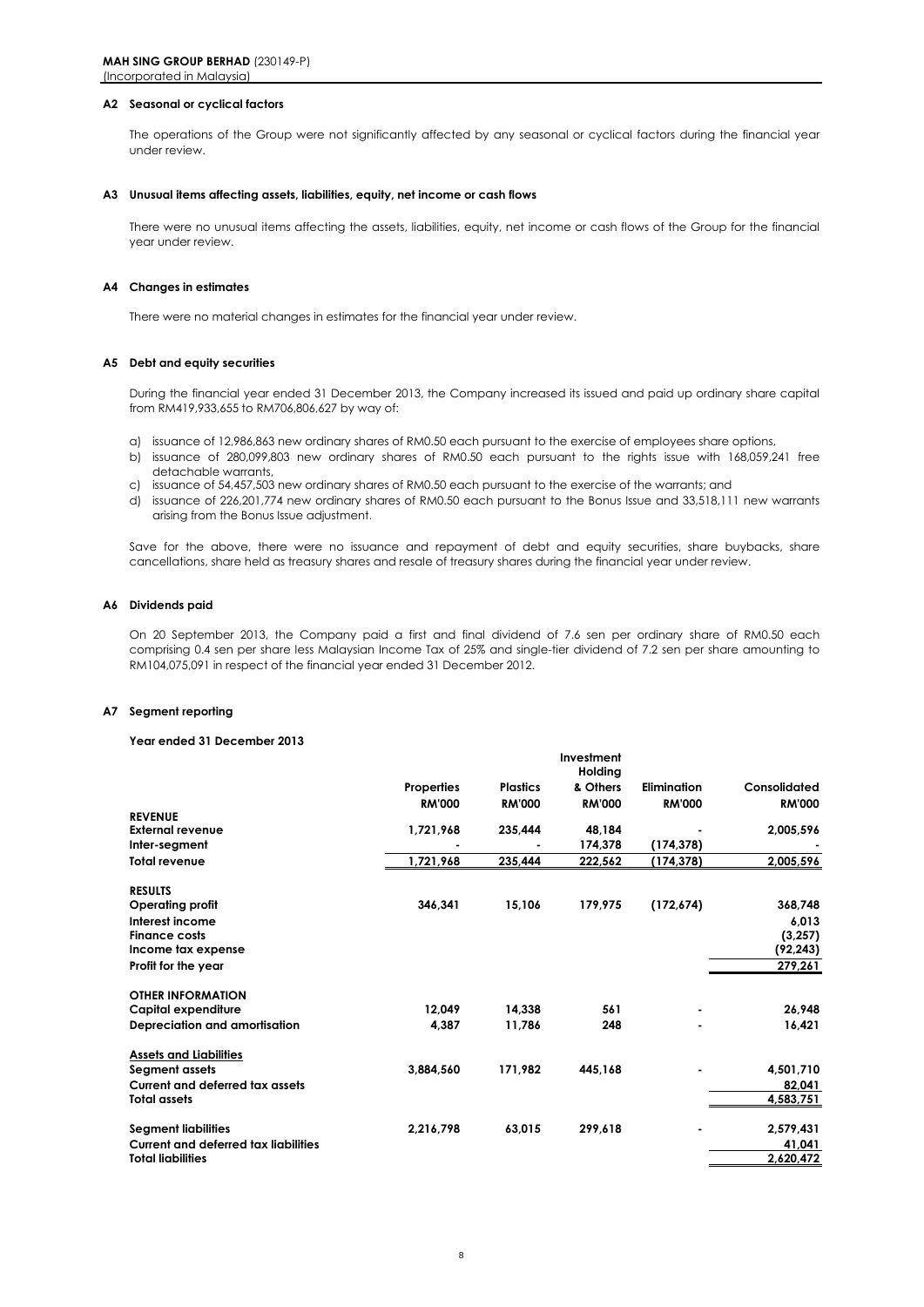**MAH SING GROUP BERHAD** (230149-P)
(Incorporated in Malaysia)

**A2 Seasonal or cyclical factors**

The operations of the Group were not significantly affected by any seasonal or cyclical factors during the financial year under review.

**A3 Unusual items affecting assets, liabilities, equity, net income or cash flows**

There were no unusual items affecting the assets, liabilities, equity, net income or cash flows of the Group for the financial year under review.

**A4 Changes in estimates**

There were no material changes in estimates for the financial year under review.

**A5 Debt and equity securities**

During the financial year ended 31 December 2013, the Company increased its issued and paid up ordinary share capital from RM419,933,655 to RM706,806,627 by way of:

a) issuance of 12,986,863 new ordinary shares of RM0.50 each pursuant to the exercise of employees share options,
b) issuance of 280,099,803 new ordinary shares of RM0.50 each pursuant to the rights issue with 168,059,241 free detachable warrants,
c) issuance of 54,457,503 new ordinary shares of RM0.50 each pursuant to the exercise of the warrants; and
d) issuance of 226,201,774 new ordinary shares of RM0.50 each pursuant to the Bonus Issue and 33,518,111 new warrants arising from the Bonus Issue adjustment.

Save for the above, there were no issuance and repayment of debt and equity securities, share buybacks, share cancellations, share held as treasury shares and resale of treasury shares during the financial year under review.

**A6 Dividends paid**

On 20 September 2013, the Company paid a first and final dividend of 7.6 sen per ordinary share of RM0.50 each comprising 0.4 sen per share less Malaysian Income Tax of 25% and single-tier dividend of 7.2 sen per share amounting to RM104,075,091 in respect of the financial year ended 31 December 2012.

**A7 Segment reporting**

**Year ended 31 December 2013**

| | Properties RM'000 | Plastics RM'000 | Investment Holding & Others RM'000 | Elimination RM'000 | Consolidated RM'000 |
|---|---|---|---|---|---|
| **REVENUE** | | | | | |
| **External revenue** | 1,721,968 | 235,444 | 48,184 | - | 2,005,596 |
| **Inter-segment** | - | - | 174,378 | (174,378) | - |
| **Total revenue** | 1,721,968 | 235,444 | 222,562 | (174,378) | 2,005,596 |
| **RESULTS** | | | | | |
| **Operating profit** | 346,341 | 15,106 | 179,975 | (172,674) | 368,748 |
| **Interest income** | | | | | 6,013 |
| **Finance costs** | | | | | (3,257) |
| **Income tax expense** | | | | | (92,243) |
| **Profit for the year** | | | | | 279,261 |
| **OTHER INFORMATION** | | | | | |
| **Capital expenditure** | 12,049 | 14,338 | 561 | - | 26,948 |
| **Depreciation and amortisation** | 4,387 | 11,786 | 248 | - | 16,421 |
| **Assets and Liabilities** | | | | | |
| **Segment assets** | 3,884,560 | 171,982 | 445,168 | - | 4,501,710 |
| **Current and deferred tax assets** | | | | | 82,041 |
| **Total assets** | | | | | 4,583,751 |
| **Segment liabilities** | 2,216,798 | 63,015 | 299,618 | - | 2,579,431 |
| **Current and deferred tax liabilities** | | | | | 41,041 |
| **Total liabilities** | | | | | 2,620,472 |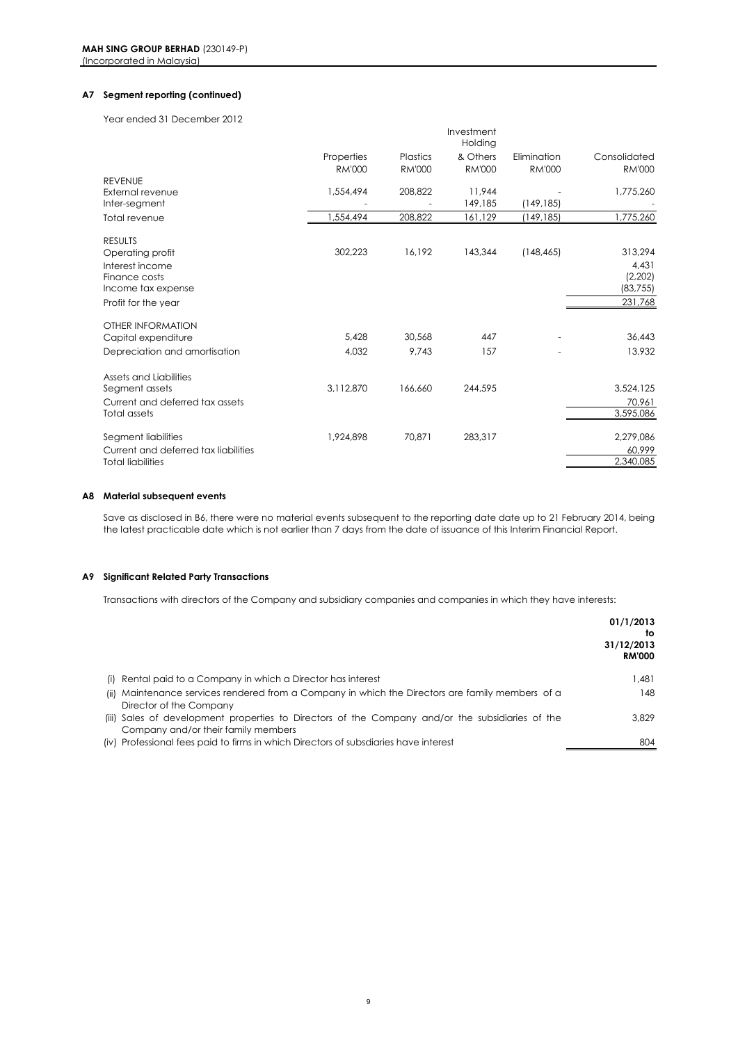### A7 Segment reporting (continued)

Year ended 31 December 2012

| | Properties RM'000 | Plastics RM'000 | Investment Holding & Others RM'000 | Elimination RM'000 | Consolidated RM'000 |
|---|---|---|---|---|---|
| **REVENUE** | | | | | |
| External revenue | 1,554,494 | 208,822 | 11,944 | - | 1,775,260 |
| Inter-segment | - | - | 149,185 | (149,185) | - |
| Total revenue | 1,554,494 | 208,822 | 161,129 | (149,185) | 1,775,260 |
| **RESULTS** | | | | | |
| Operating profit | 302,223 | 16,192 | 143,344 | (148,465) | 313,294 |
| Interest income | | | | | 4,431 |
| Finance costs | | | | | (2,202) |
| Income tax expense | | | | | (83,755) |
| Profit for the year | | | | | 231,768 |
| **OTHER INFORMATION** | | | | | |
| Capital expenditure | 5,428 | 30,568 | 447 | - | 36,443 |
| Depreciation and amortisation | 4,032 | 9,743 | 157 | - | 13,932 |
| **Assets and Liabilities** | | | | | |
| Segment assets | 3,112,870 | 166,660 | 244,595 | | 3,524,125 |
| Current and deferred tax assets | | | | | 70,961 |
| Total assets | | | | | 3,595,086 |
| Segment liabilities | 1,924,898 | 70,871 | 283,317 | | 2,279,086 |
| Current and deferred tax liabilities | | | | | 60,999 |
| Total liabilities | | | | | 2,340,085 |

### A8 Material subsequent events

Save as disclosed in B6, there were no material events subsequent to the reporting date date up to 21 February 2014, being the latest practicable date which is not earlier than 7 days from the date of issuance of this Interim Financial Report.

### A9 Significant Related Party Transactions

Transactions with directors of the Company and subsidiary companies and companies in which they have interests:

| | 01/1/2013 to 31/12/2013 RM'000 |
|---|---|
| (i) Rental paid to a Company in which a Director has interest | 1,481 |
| (ii) Maintenance services rendered from a Company in which the Directors are family members of a Director of the Company | 148 |
| (iii) Sales of development properties to Directors of the Company and/or the subsidiaries of the Company and/or their family members | 3,829 |
| (iv) Professional fees paid to firms in which Directors of subsdiaries have interest | 804 |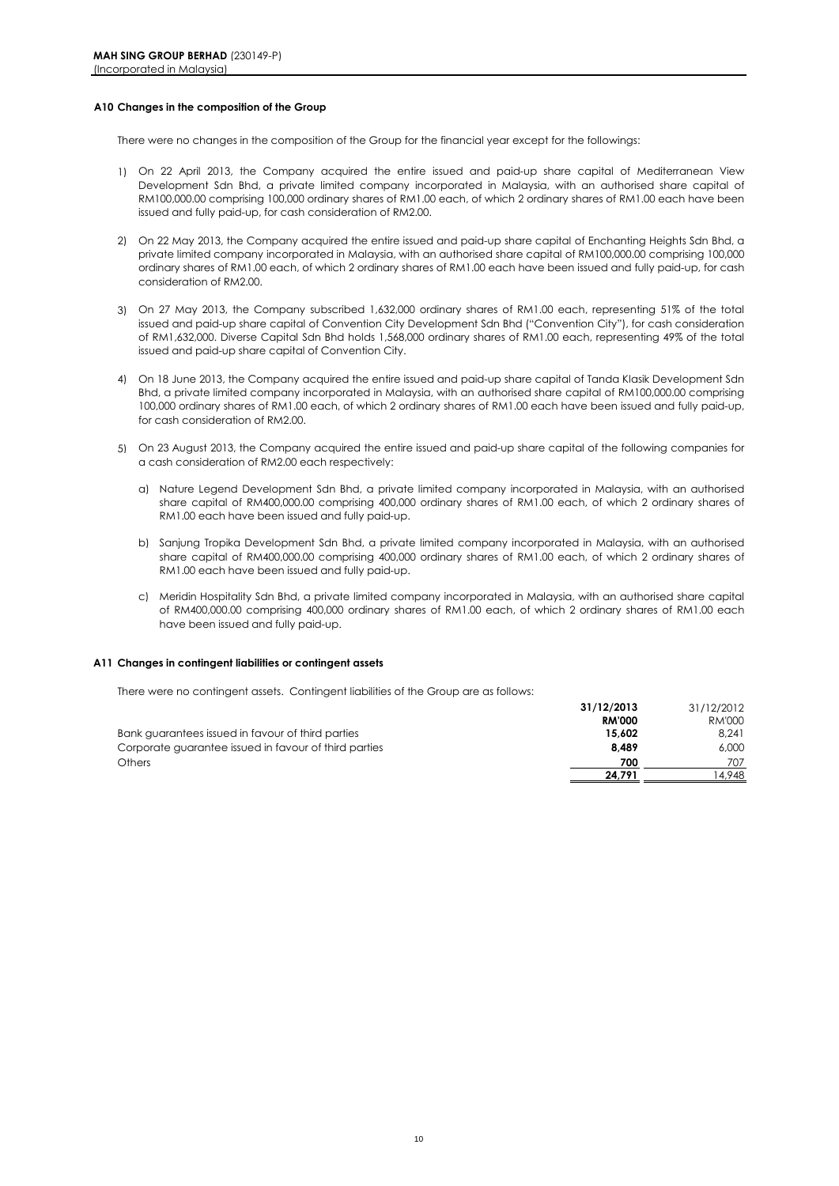**A10 Changes in the composition of the Group**

There were no changes in the composition of the Group for the financial year except for the followings:

1) On 22 April 2013, the Company acquired the entire issued and paid-up share capital of Mediterranean View Development Sdn Bhd, a private limited company incorporated in Malaysia, with an authorised share capital of RM100,000.00 comprising 100,000 ordinary shares of RM1.00 each, of which 2 ordinary shares of RM1.00 each have been issued and fully paid-up, for cash consideration of RM2.00.

2) On 22 May 2013, the Company acquired the entire issued and paid-up share capital of Enchanting Heights Sdn Bhd, a private limited company incorporated in Malaysia, with an authorised share capital of RM100,000.00 comprising 100,000 ordinary shares of RM1.00 each, of which 2 ordinary shares of RM1.00 each have been issued and fully paid-up, for cash consideration of RM2.00.

3) On 27 May 2013, the Company subscribed 1,632,000 ordinary shares of RM1.00 each, representing 51% of the total issued and paid-up share capital of Convention City Development Sdn Bhd ("Convention City"), for cash consideration of RM1,632,000. Diverse Capital Sdn Bhd holds 1,568,000 ordinary shares of RM1.00 each, representing 49% of the total issued and paid-up share capital of Convention City.

4) On 18 June 2013, the Company acquired the entire issued and paid-up share capital of Tanda Klasik Development Sdn Bhd, a private limited company incorporated in Malaysia, with an authorised share capital of RM100,000.00 comprising 100,000 ordinary shares of RM1.00 each, of which 2 ordinary shares of RM1.00 each have been issued and fully paid-up, for cash consideration of RM2.00.

5) On 23 August 2013, the Company acquired the entire issued and paid-up share capital of the following companies for a cash consideration of RM2.00 each respectively:

   a) Nature Legend Development Sdn Bhd, a private limited company incorporated in Malaysia, with an authorised share capital of RM400,000.00 comprising 400,000 ordinary shares of RM1.00 each, of which 2 ordinary shares of RM1.00 each have been issued and fully paid-up.

   b) Sanjung Tropika Development Sdn Bhd, a private limited company incorporated in Malaysia, with an authorised share capital of RM400,000.00 comprising 400,000 ordinary shares of RM1.00 each, of which 2 ordinary shares of RM1.00 each have been issued and fully paid-up.

   c) Meridin Hospitality Sdn Bhd, a private limited company incorporated in Malaysia, with an authorised share capital of RM400,000.00 comprising 400,000 ordinary shares of RM1.00 each, of which 2 ordinary shares of RM1.00 each have been issued and fully paid-up.

**A11 Changes in contingent liabilities or contingent assets**

There were no contingent assets. Contingent liabilities of the Group are as follows:

| | **31/12/2013** | 31/12/2012 |
|---|---|---|
| | **RM'000** | RM'000 |
| Bank guarantees issued in favour of third parties | **15,602** | 8,241 |
| Corporate guarantee issued in favour of third parties | **8,489** | 6,000 |
| Others | **700** | 707 |
| | **24,791** | 14,948 |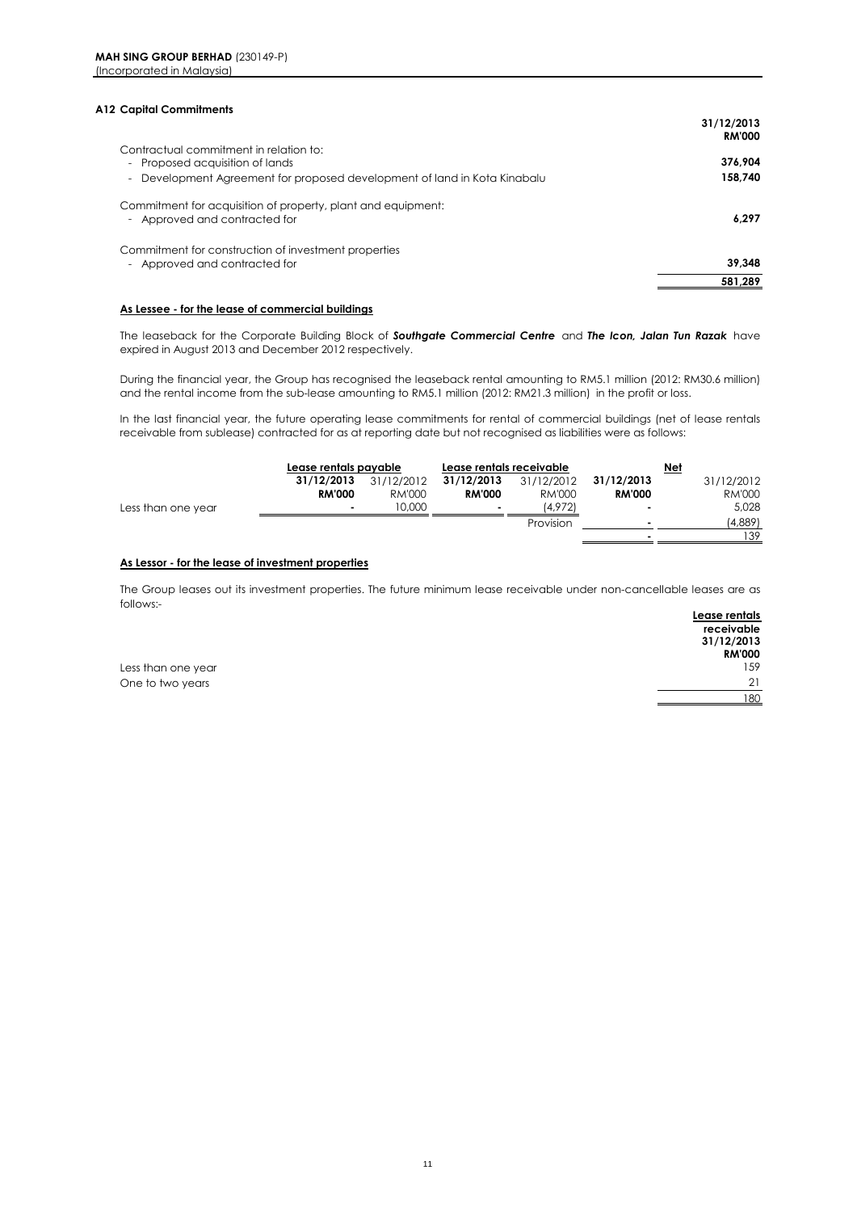### A12 Capital Commitments

| | 31/12/2013 |
|---|---|
| | **RM'000** |
| Contractual commitment in relation to: | |
| - Proposed acquisition of lands | **376,904** |
| - Development Agreement for proposed development of land in Kota Kinabalu | **158,740** |
| Commitment for acquisition of property, plant and equipment: | |
| - Approved and contracted for | **6,297** |
| Commitment for construction of investment properties | |
| - Approved and contracted for | **39,348** |
| | **581,289** |

**As Lessee - for the lease of commercial buildings**

The leaseback for the Corporate Building Block of ***Southgate Commercial Centre*** and ***The Icon, Jalan Tun Razak*** have expired in August 2013 and December 2012 respectively.

During the financial year, the Group has recognised the leaseback rental amounting to RM5.1 million (2012: RM30.6 million) and the rental income from the sub-lease amounting to RM5.1 million (2012: RM21.3 million) in the profit or loss.

In the last financial year, the future operating lease commitments for rental of commercial buildings (net of lease rentals receivable from sublease) contracted for as at reporting date but not recognised as liabilities were as follows:

| | Lease rentals payable | | Lease rentals receivable | | Net | |
|---|---|---|---|---|---|---|
| | **31/12/2013** | 31/12/2012 | **31/12/2013** | 31/12/2012 | **31/12/2013** | 31/12/2012 |
| | **RM'000** | RM'000 | **RM'000** | RM'000 | **RM'000** | RM'000 |
| Less than one year | **-** | 10,000 | **-** | (4,972) | **-** | 5,028 |
| | | | | Provision | **-** | (4,889) |
| | | | | | **-** | 139 |

**As Lessor - for the lease of investment properties**

The Group leases out its investment properties. The future minimum lease receivable under non-cancellable leases are as follows:-

| | Lease rentals receivable 31/12/2013 |
|---|---|
| | **RM'000** |
| Less than one year | 159 |
| One to two years | 21 |
| | 180 |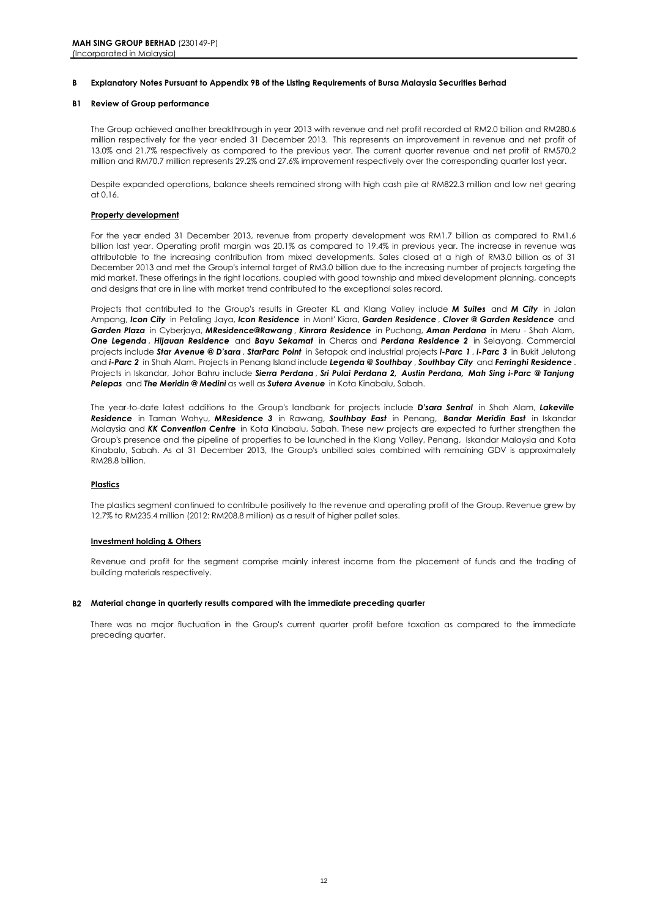**MAH SING GROUP BERHAD** (230149-P)
(Incorporated in Malaysia)

## B Explanatory Notes Pursuant to Appendix 9B of the Listing Requirements of Bursa Malaysia Securities Berhad

### B1 Review of Group performance

The Group achieved another breakthrough in year 2013 with revenue and net profit recorded at RM2.0 billion and RM280.6 million respectively for the year ended 31 December 2013. This represents an improvement in revenue and net profit of 13.0% and 21.7% respectively as compared to the previous year. The current quarter revenue and net profit of RM570.2 million and RM70.7 million represents 29.2% and 27.6% improvement respectively over the corresponding quarter last year.

Despite expanded operations, balance sheets remained strong with high cash pile at RM822.3 million and low net gearing at 0.16.

**Property development**

For the year ended 31 December 2013, revenue from property development was RM1.7 billion as compared to RM1.6 billion last year. Operating profit margin was 20.1% as compared to 19.4% in previous year. The increase in revenue was attributable to the increasing contribution from mixed developments. Sales closed at a high of RM3.0 billion as of 31 December 2013 and met the Group's internal target of RM3.0 billion due to the increasing number of projects targeting the mid market. These offerings in the right locations, coupled with good township and mixed development planning, concepts and designs that are in line with market trend contributed to the exceptional sales record.

Projects that contributed to the Group's results in Greater KL and Klang Valley include ***M Suites*** and ***M City*** in Jalan Ampang, ***Icon City*** in Petaling Jaya, ***Icon Residence*** in Mont' Kiara, ***Garden Residence***, ***Clover @ Garden Residence*** and ***Garden Plaza*** in Cyberjaya, ***MResidence@Rawang***, ***Kinrara Residence*** in Puchong, ***Aman Perdana*** in Meru - Shah Alam, ***One Legenda***, ***Hijauan Residence*** and ***Bayu Sekamat*** in Cheras and ***Perdana Residence 2*** in Selayang. Commercial projects include ***Star Avenue @ D'sara***, ***StarParc Point*** in Setapak and industrial projects ***i-Parc 1***, ***i-Parc 3*** in Bukit Jelutong and ***i-Parc 2*** in Shah Alam. Projects in Penang Island include ***Legenda @ Southbay***, ***Southbay City*** and ***Ferringhi Residence***. Projects in Iskandar, Johor Bahru include ***Sierra Perdana***, ***Sri Pulai Perdana 2, Austin Perdana, Mah Sing i-Parc @ Tanjung Pelepas*** and ***The Meridin @ Medini*** as well as ***Sutera Avenue*** in Kota Kinabalu, Sabah.

The year-to-date latest additions to the Group's landbank for projects include ***D'sara Sentral*** in Shah Alam, ***Lakeville Residence*** in Taman Wahyu, ***MResidence 3*** in Rawang, ***Southbay East*** in Penang, ***Bandar Meridin East*** in Iskandar Malaysia and ***KK Convention Centre*** in Kota Kinabalu, Sabah. These new projects are expected to further strengthen the Group's presence and the pipeline of properties to be launched in the Klang Valley, Penang, Iskandar Malaysia and Kota Kinabalu, Sabah. As at 31 December 2013, the Group's unbilled sales combined with remaining GDV is approximately RM28.8 billion.

**Plastics**

The plastics segment continued to contribute positively to the revenue and operating profit of the Group. Revenue grew by 12.7% to RM235.4 million (2012: RM208.8 million) as a result of higher pallet sales.

**Investment holding & Others**

Revenue and profit for the segment comprise mainly interest income from the placement of funds and the trading of building materials respectively.

### B2 Material change in quarterly results compared with the immediate preceding quarter

There was no major fluctuation in the Group's current quarter profit before taxation as compared to the immediate preceding quarter.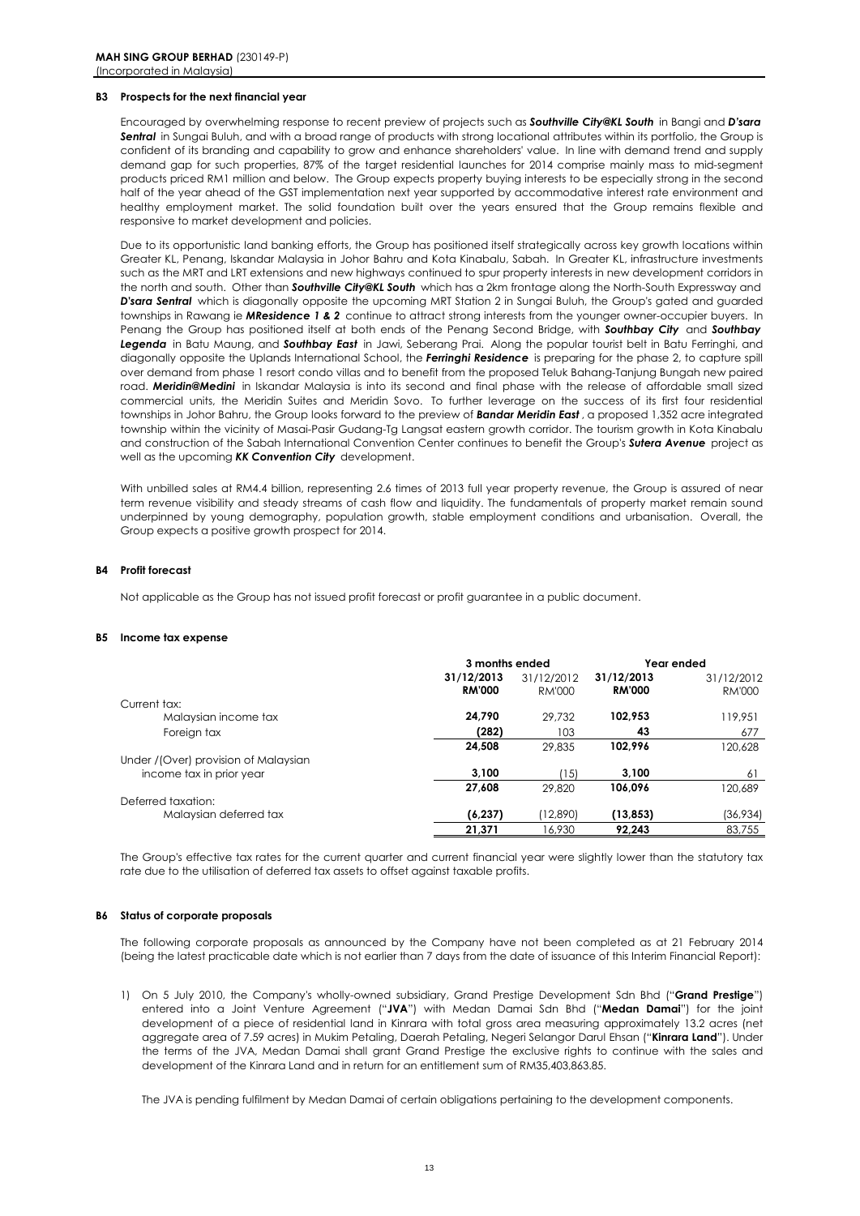**MAH SING GROUP BERHAD** (230149-P)
(Incorporated in Malaysia)

### B3 Prospects for the next financial year

Encouraged by overwhelming response to recent preview of projects such as ***Southville City@KL South*** in Bangi and ***D'sara Sentral*** in Sungai Buluh, and with a broad range of products with strong locational attributes within its portfolio, the Group is confident of its branding and capability to grow and enhance shareholders' value. In line with demand trend and supply demand gap for such properties, 87% of the target residential launches for 2014 comprise mainly mass to mid-segment products priced RM1 million and below. The Group expects property buying interests to be especially strong in the second half of the year ahead of the GST implementation next year supported by accommodative interest rate environment and healthy employment market. The solid foundation built over the years ensured that the Group remains flexible and responsive to market development and policies.

Due to its opportunistic land banking efforts, the Group has positioned itself strategically across key growth locations within Greater KL, Penang, Iskandar Malaysia in Johor Bahru and Kota Kinabalu, Sabah. In Greater KL, infrastructure investments such as the MRT and LRT extensions and new highways continued to spur property interests in new development corridors in the north and south. Other than ***Southville City@KL South*** which has a 2km frontage along the North-South Expressway and ***D'sara Sentral*** which is diagonally opposite the upcoming MRT Station 2 in Sungai Buluh, the Group's gated and guarded townships in Rawang ie ***MResidence 1 & 2*** continue to attract strong interests from the younger owner-occupier buyers. In Penang the Group has positioned itself at both ends of the Penang Second Bridge, with ***Southbay City*** and ***Southbay Legenda*** in Batu Maung, and ***Southbay East*** in Jawi, Seberang Prai. Along the popular tourist belt in Batu Ferringhi, and diagonally opposite the Uplands International School, the ***Ferringhi Residence*** is preparing for the phase 2, to capture spill over demand from phase 1 resort condo villas and to benefit from the proposed Teluk Bahang-Tanjung Bungah new paired road. ***Meridin@Medini*** in Iskandar Malaysia is into its second and final phase with the release of affordable small sized commercial units, the Meridin Suites and Meridin Sovo. To further leverage on the success of its first four residential townships in Johor Bahru, the Group looks forward to the preview of ***Bandar Meridin East*** , a proposed 1,352 acre integrated township within the vicinity of Masai-Pasir Gudang-Tg Langsat eastern growth corridor. The tourism growth in Kota Kinabalu and construction of the Sabah International Convention Center continues to benefit the Group's ***Sutera Avenue*** project as well as the upcoming ***KK Convention City*** development.

With unbilled sales at RM4.4 billion, representing 2.6 times of 2013 full year property revenue, the Group is assured of near term revenue visibility and steady streams of cash flow and liquidity. The fundamentals of property market remain sound underpinned by young demography, population growth, stable employment conditions and urbanisation. Overall, the Group expects a positive growth prospect for 2014.

### B4 Profit forecast

Not applicable as the Group has not issued profit forecast or profit guarantee in a public document.

### B5 Income tax expense

| | 3 months ended | | Year ended | |
|---|---|---|---|---|
| | **31/12/2013 RM'000** | 31/12/2012 RM'000 | **31/12/2013 RM'000** | 31/12/2012 RM'000 |
| Current tax: | | | | |
| Malaysian income tax | **24,790** | 29,732 | **102,953** | 119,951 |
| Foreign tax | **(282)** | 103 | **43** | 677 |
| | **24,508** | 29,835 | **102,996** | 120,628 |
| Under /(Over) provision of Malaysian income tax in prior year | **3,100** | (15) | **3,100** | 61 |
| | **27,608** | 29,820 | **106,096** | 120,689 |
| Deferred taxation: | | | | |
| Malaysian deferred tax | **(6,237)** | (12,890) | **(13,853)** | (36,934) |
| | **21,371** | 16,930 | **92,243** | 83,755 |

The Group's effective tax rates for the current quarter and current financial year were slightly lower than the statutory tax rate due to the utilisation of deferred tax assets to offset against taxable profits.

### B6 Status of corporate proposals

The following corporate proposals as announced by the Company have not been completed as at 21 February 2014 (being the latest practicable date which is not earlier than 7 days from the date of issuance of this Interim Financial Report):

1) On 5 July 2010, the Company's wholly-owned subsidiary, Grand Prestige Development Sdn Bhd ("**Grand Prestige**") entered into a Joint Venture Agreement ("**JVA**") with Medan Damai Sdn Bhd ("**Medan Damai**") for the joint development of a piece of residential land in Kinrara with total gross area measuring approximately 13.2 acres (net aggregate area of 7.59 acres) in Mukim Petaling, Daerah Petaling, Negeri Selangor Darul Ehsan ("**Kinrara Land**"). Under the terms of the JVA, Medan Damai shall grant Grand Prestige the exclusive rights to continue with the sales and development of the Kinrara Land and in return for an entitlement sum of RM35,403,863.85.

   The JVA is pending fulfilment by Medan Damai of certain obligations pertaining to the development components.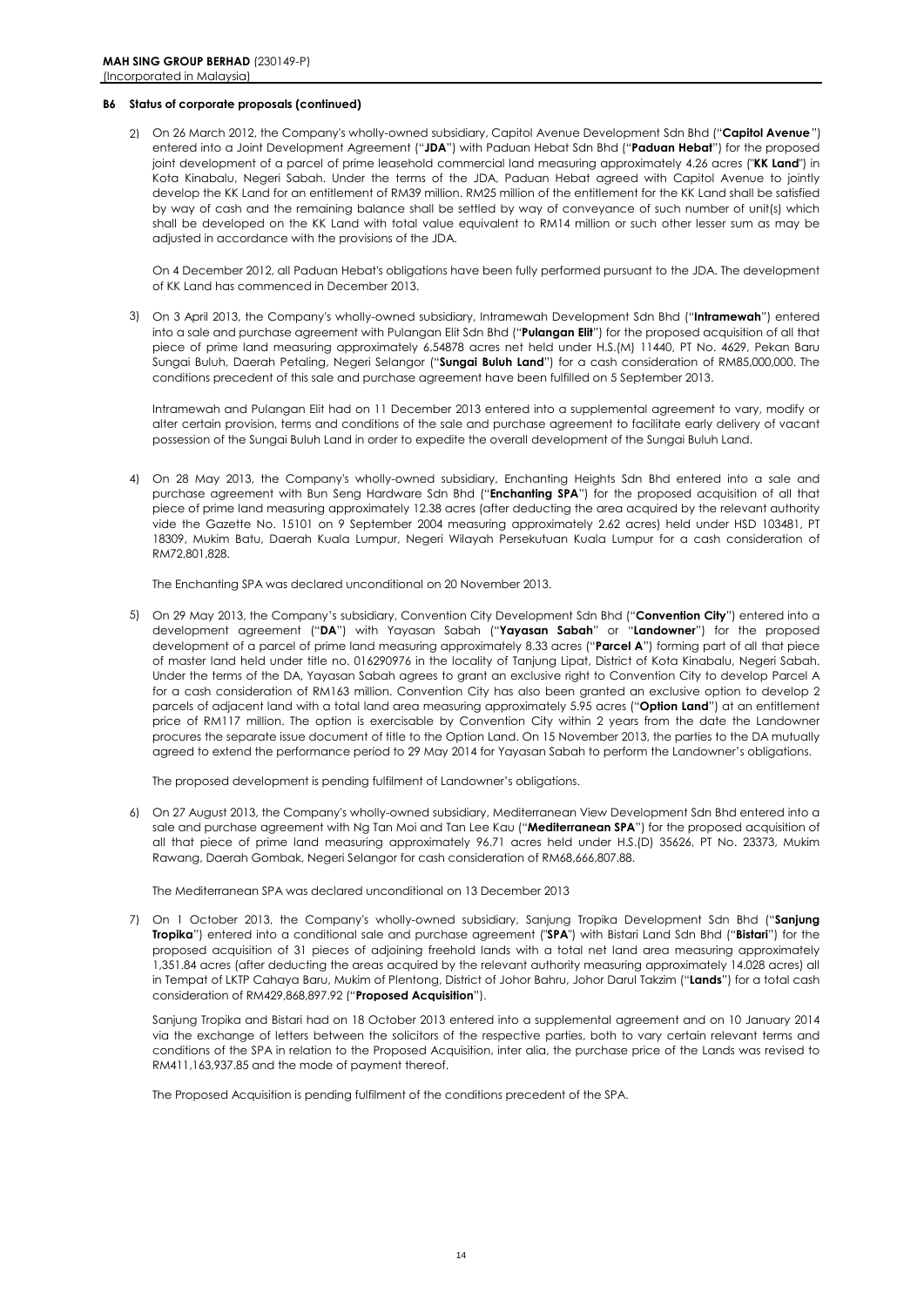**MAH SING GROUP BERHAD** (230149-P)
(Incorporated in Malaysia)

### B6 Status of corporate proposals (continued)

2) On 26 March 2012, the Company's wholly-owned subsidiary, Capitol Avenue Development Sdn Bhd ("**Capitol Avenue**") entered into a Joint Development Agreement ("**JDA**") with Paduan Hebat Sdn Bhd ("**Paduan Hebat**") for the proposed joint development of a parcel of prime leasehold commercial land measuring approximately 4.26 acres ("**KK Land**") in Kota Kinabalu, Negeri Sabah. Under the terms of the JDA, Paduan Hebat agreed with Capitol Avenue to jointly develop the KK Land for an entitlement of RM39 million. RM25 million of the entitlement for the KK Land shall be satisfied by way of cash and the remaining balance shall be settled by way of conveyance of such number of unit(s) which shall be developed on the KK Land with total value equivalent to RM14 million or such other lesser sum as may be adjusted in accordance with the provisions of the JDA.

   On 4 December 2012, all Paduan Hebat's obligations have been fully performed pursuant to the JDA. The development of KK Land has commenced in December 2013.

3) On 3 April 2013, the Company's wholly-owned subsidiary, Intramewah Development Sdn Bhd ("**Intramewah**") entered into a sale and purchase agreement with Pulangan Elit Sdn Bhd ("**Pulangan Elit**") for the proposed acquisition of all that piece of prime land measuring approximately 6.54878 acres net held under H.S.(M) 11440, PT No. 4629, Pekan Baru Sungai Buluh, Daerah Petaling, Negeri Selangor ("**Sungai Buluh Land**") for a cash consideration of RM85,000,000. The conditions precedent of this sale and purchase agreement have been fulfilled on 5 September 2013.

   Intramewah and Pulangan Elit had on 11 December 2013 entered into a supplemental agreement to vary, modify or alter certain provision, terms and conditions of the sale and purchase agreement to facilitate early delivery of vacant possession of the Sungai Buluh Land in order to expedite the overall development of the Sungai Buluh Land.

4) On 28 May 2013, the Company's wholly-owned subsidiary, Enchanting Heights Sdn Bhd entered into a sale and purchase agreement with Bun Seng Hardware Sdn Bhd ("**Enchanting SPA**") for the proposed acquisition of all that piece of prime land measuring approximately 12.38 acres (after deducting the area acquired by the relevant authority vide the Gazette No. 15101 on 9 September 2004 measuring approximately 2.62 acres) held under HSD 103481, PT 18309, Mukim Batu, Daerah Kuala Lumpur, Negeri Wilayah Persekutuan Kuala Lumpur for a cash consideration of RM72,801,828.

   The Enchanting SPA was declared unconditional on 20 November 2013.

5) On 29 May 2013, the Company's subsidiary, Convention City Development Sdn Bhd ("**Convention City**") entered into a development agreement ("**DA**") with Yayasan Sabah ("**Yayasan Sabah**" or "**Landowner**") for the proposed development of a parcel of prime land measuring approximately 8.33 acres ("**Parcel A**") forming part of all that piece of master land held under title no. 016290976 in the locality of Tanjung Lipat, District of Kota Kinabalu, Negeri Sabah. Under the terms of the DA, Yayasan Sabah agrees to grant an exclusive right to Convention City to develop Parcel A for a cash consideration of RM163 million. Convention City has also been granted an exclusive option to develop 2 parcels of adjacent land with a total land area measuring approximately 5.95 acres ("**Option Land**") at an entitlement price of RM117 million. The option is exercisable by Convention City within 2 years from the date the Landowner procures the separate issue document of title to the Option Land. On 15 November 2013, the parties to the DA mutually agreed to extend the performance period to 29 May 2014 for Yayasan Sabah to perform the Landowner's obligations.

   The proposed development is pending fulfilment of Landowner's obligations.

6) On 27 August 2013, the Company's wholly-owned subsidiary, Mediterranean View Development Sdn Bhd entered into a sale and purchase agreement with Ng Tan Moi and Tan Lee Kau ("**Mediterranean SPA**") for the proposed acquisition of all that piece of prime land measuring approximately 96.71 acres held under H.S.(D) 35626, PT No. 23373, Mukim Rawang, Daerah Gombak, Negeri Selangor for cash consideration of RM68,666,807.88.

   The Mediterranean SPA was declared unconditional on 13 December 2013

7) On 1 October 2013, the Company's wholly-owned subsidiary, Sanjung Tropika Development Sdn Bhd ("**Sanjung Tropika**") entered into a conditional sale and purchase agreement ("**SPA**") with Bistari Land Sdn Bhd ("**Bistari**") for the proposed acquisition of 31 pieces of adjoining freehold lands with a total net land area measuring approximately 1,351.84 acres (after deducting the areas acquired by the relevant authority measuring approximately 14.028 acres) all in Tempat of LKTP Cahaya Baru, Mukim of Plentong, District of Johor Bahru, Johor Darul Takzim ("**Lands**") for a total cash consideration of RM429,868,897.92 ("**Proposed Acquisition**").

   Sanjung Tropika and Bistari had on 18 October 2013 entered into a supplemental agreement and on 10 January 2014 via the exchange of letters between the solicitors of the respective parties, both to vary certain relevant terms and conditions of the SPA in relation to the Proposed Acquisition, inter alia, the purchase price of the Lands was revised to RM411,163,937.85 and the mode of payment thereof.

   The Proposed Acquisition is pending fulfilment of the conditions precedent of the SPA.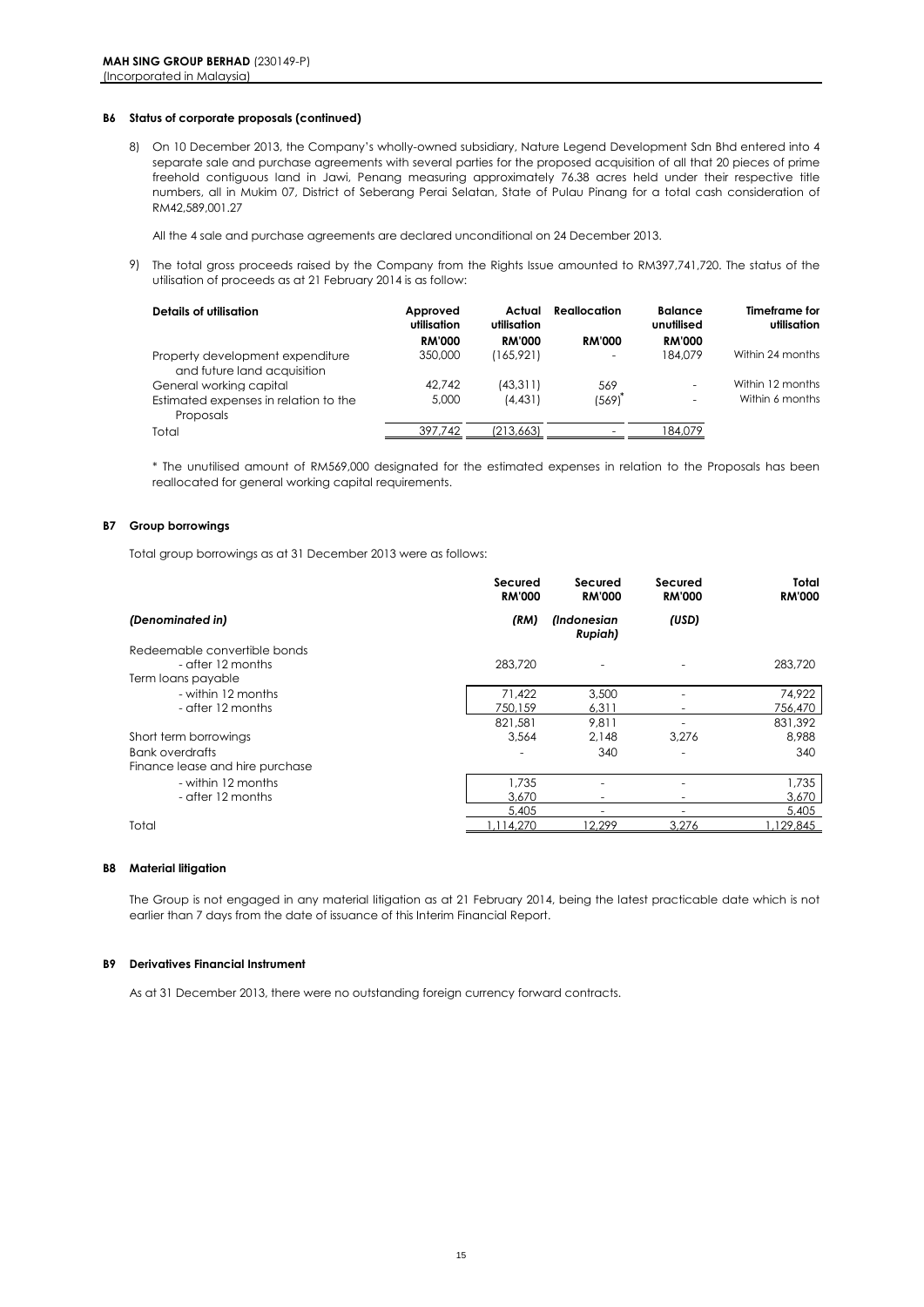**MAH SING GROUP BERHAD** (230149-P)
(Incorporated in Malaysia)

### B6 Status of corporate proposals (continued)

8) On 10 December 2013, the Company's wholly-owned subsidiary, Nature Legend Development Sdn Bhd entered into 4 separate sale and purchase agreements with several parties for the proposed acquisition of all that 20 pieces of prime freehold contiguous land in Jawi, Penang measuring approximately 76.38 acres held under their respective title numbers, all in Mukim 07, District of Seberang Perai Selatan, State of Pulau Pinang for a total cash consideration of RM42,589,001.27

   All the 4 sale and purchase agreements are declared unconditional on 24 December 2013.

9) The total gross proceeds raised by the Company from the Rights Issue amounted to RM397,741,720. The status of the utilisation of proceeds as at 21 February 2014 is as follow:

| Details of utilisation | Approved utilisation RM'000 | Actual utilisation RM'000 | Reallocation RM'000 | Balance unutilised RM'000 | Timeframe for utilisation |
|---|---|---|---|---|---|
| Property development expenditure and future land acquisition | 350,000 | (165,921) | - | 184,079 | Within 24 months |
| General working capital | 42,742 | (43,311) | 569 | - | Within 12 months |
| Estimated expenses in relation to the Proposals | 5,000 | (4,431) | (569)* | - | Within 6 months |
| Total | 397,742 | (213,663) | - | 184,079 | |

\* The unutilised amount of RM569,000 designated for the estimated expenses in relation to the Proposals has been reallocated for general working capital requirements.

### B7 Group borrowings

Total group borrowings as at 31 December 2013 were as follows:

| | Secured RM'000 | Secured RM'000 | Secured RM'000 | Total RM'000 |
|---|---|---|---|---|
| *(Denominated in)* | *(RM)* | *(Indonesian Rupiah)* | *(USD)* | |
| Redeemable convertible bonds | | | | |
| - after 12 months | 283,720 | - | - | 283,720 |
| Term loans payable | | | | |
| - within 12 months | 71,422 | 3,500 | - | 74,922 |
| - after 12 months | 750,159 | 6,311 | - | 756,470 |
| | 821,581 | 9,811 | - | 831,392 |
| Short term borrowings | 3,564 | 2,148 | 3,276 | 8,988 |
| Bank overdrafts | - | 340 | - | 340 |
| Finance lease and hire purchase | | | | |
| - within 12 months | 1,735 | - | - | 1,735 |
| - after 12 months | 3,670 | - | - | 3,670 |
| | 5,405 | - | - | 5,405 |
| Total | 1,114,270 | 12,299 | 3,276 | 1,129,845 |

### B8 Material litigation

The Group is not engaged in any material litigation as at 21 February 2014, being the latest practicable date which is not earlier than 7 days from the date of issuance of this Interim Financial Report.

### B9 Derivatives Financial Instrument

As at 31 December 2013, there were no outstanding foreign currency forward contracts.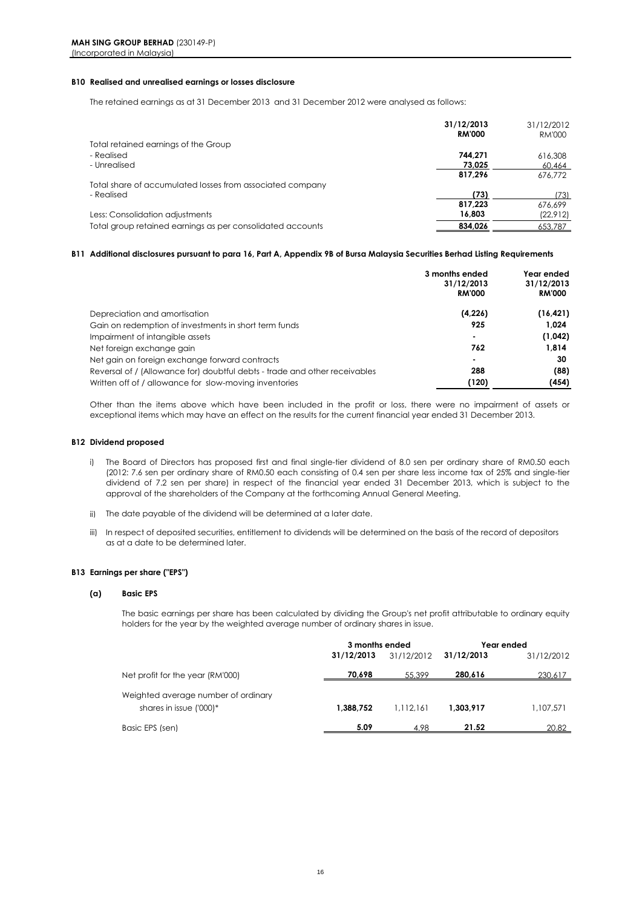**MAH SING GROUP BERHAD** (230149-P)
(Incorporated in Malaysia)

#### B10 Realised and unrealised earnings or losses disclosure

The retained earnings as at 31 December 2013 and 31 December 2012 were analysed as follows:

| | 31/12/2013 RM'000 | 31/12/2012 RM'000 |
|---|---|---|
| Total retained earnings of the Group | | |
| - Realised | **744,271** | 616,308 |
| - Unrealised | **73,025** | 60,464 |
| | **817,296** | 676,772 |
| Total share of accumulated losses from associated company | | |
| - Realised | **(73)** | (73) |
| | **817,223** | 676,699 |
| Less: Consolidation adjustments | **16,803** | (22,912) |
| Total group retained earnings as per consolidated accounts | **834,026** | 653,787 |

#### B11 Additional disclosures pursuant to para 16, Part A, Appendix 9B of Bursa Malaysia Securities Berhad Listing Requirements

| | 3 months ended 31/12/2013 RM'000 | Year ended 31/12/2013 RM'000 |
|---|---|---|
| Depreciation and amortisation | **(4,226)** | **(16,421)** |
| Gain on redemption of investments in short term funds | **925** | **1,024** |
| Impairment of intangible assets | **-** | **(1,042)** |
| Net foreign exchange gain | **762** | **1,814** |
| Net gain on foreign exchange forward contracts | **-** | **30** |
| Reversal of / (Allowance for) doubtful debts - trade and other receivables | **288** | **(88)** |
| Written off of / allowance for slow-moving inventories | **(120)** | **(454)** |

Other than the items above which have been included in the profit or loss, there were no impairment of assets or exceptional items which may have an effect on the results for the current financial year ended 31 December 2013.

#### B12 Dividend proposed

i) The Board of Directors has proposed first and final single-tier dividend of 8.0 sen per ordinary share of RM0.50 each (2012: 7.6 sen per ordinary share of RM0.50 each consisting of 0.4 sen per share less income tax of 25% and single-tier dividend of 7.2 sen per share) in respect of the financial year ended 31 December 2013, which is subject to the approval of the shareholders of the Company at the forthcoming Annual General Meeting.

ii) The date payable of the dividend will be determined at a later date.

iii) In respect of deposited securities, entitlement to dividends will be determined on the basis of the record of depositors as at a date to be determined later.

#### B13 Earnings per share ("EPS")

**(a) Basic EPS**

The basic earnings per share has been calculated by dividing the Group's net profit attributable to ordinary equity holders for the year by the weighted average number of ordinary shares in issue.

| | 3 months ended | | Year ended | |
|---|---|---|---|---|
| | **31/12/2013** | 31/12/2012 | **31/12/2013** | 31/12/2012 |
| Net profit for the year (RM'000) | **70,698** | 55,399 | **280,616** | 230,617 |
| Weighted average number of ordinary shares in issue ('000)* | **1,388,752** | 1,112,161 | **1,303,917** | 1,107,571 |
| Basic EPS (sen) | **5.09** | 4.98 | **21.52** | 20.82 |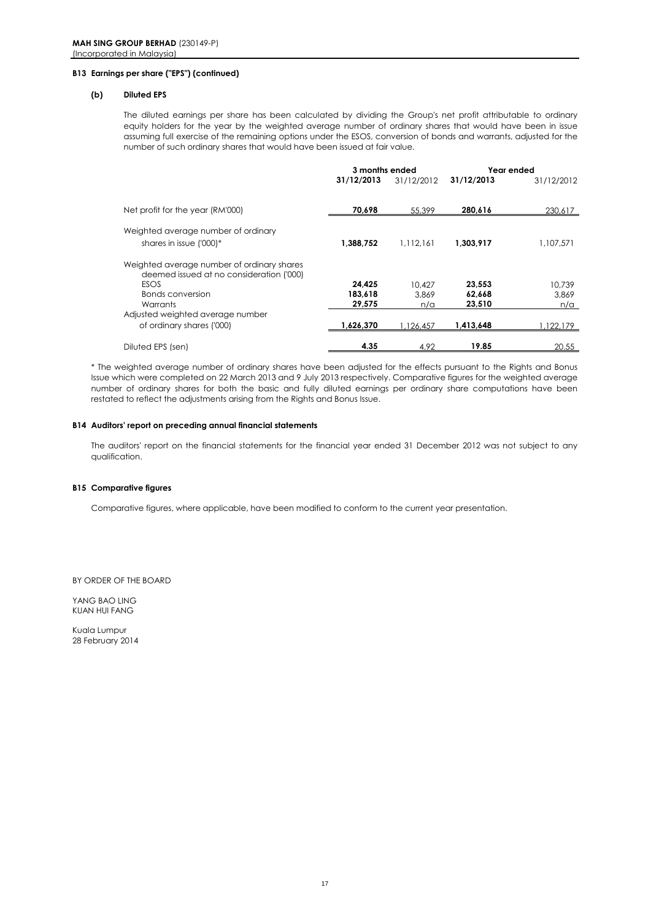**MAH SING GROUP BERHAD** (230149-P)
(Incorporated in Malaysia)

### B13 Earnings per share ("EPS") (continued)

#### (b) Diluted EPS

The diluted earnings per share has been calculated by dividing the Group's net profit attributable to ordinary equity holders for the year by the weighted average number of ordinary shares that would have been in issue assuming full exercise of the remaining options under the ESOS, conversion of bonds and warrants, adjusted for the number of such ordinary shares that would have been issued at fair value.

| | 3 months ended | | Year ended | |
|---|---|---|---|---|
| | **31/12/2013** | 31/12/2012 | **31/12/2013** | 31/12/2012 |
| Net profit for the year (RM'000) | **70,698** | 55,399 | **280,616** | 230,617 |
| Weighted average number of ordinary shares in issue ('000)* | **1,388,752** | 1,112,161 | **1,303,917** | 1,107,571 |
| Weighted average number of ordinary shares deemed issued at no consideration ('000) | | | | |
| ESOS | **24,425** | 10,427 | **23,553** | 10,739 |
| Bonds conversion | **183,618** | 3,869 | **62,668** | 3,869 |
| Warrants | **29,575** | n/a | **23,510** | n/a |
| Adjusted weighted average number of ordinary shares ('000) | **1,626,370** | 1,126,457 | **1,413,648** | 1,122,179 |
| Diluted EPS (sen) | **4.35** | 4.92 | **19.85** | 20.55 |

\* The weighted average number of ordinary shares have been adjusted for the effects pursuant to the Rights and Bonus Issue which were completed on 22 March 2013 and 9 July 2013 respectively. Comparative figures for the weighted average number of ordinary shares for both the basic and fully diluted earnings per ordinary share computations have been restated to reflect the adjustments arising from the Rights and Bonus Issue.

### B14 Auditors' report on preceding annual financial statements

The auditors' report on the financial statements for the financial year ended 31 December 2012 was not subject to any qualification.

### B15 Comparative figures

Comparative figures, where applicable, have been modified to conform to the current year presentation.

BY ORDER OF THE BOARD

YANG BAO LING
KUAN HUI FANG

Kuala Lumpur
28 February 2014